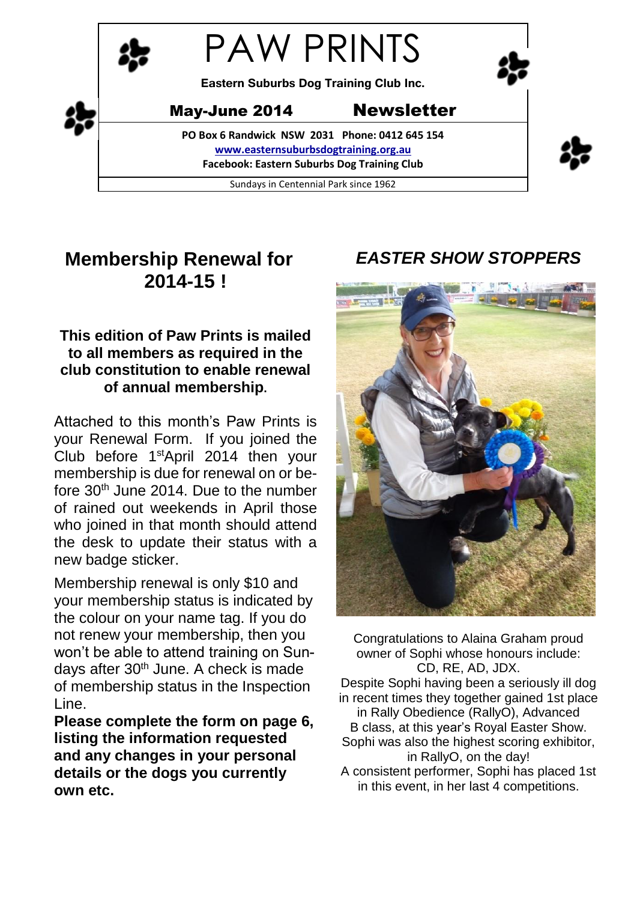# PAW PRINTS

**Eastern Suburbs Dog Training Club Inc.**

**May-June 2014 Newsletter**

**PO Box 6 Randwick NSW 2031 Phone: 0412 645 154**
**www.easternsuburbsdogtraining.org.au**
**Facebook: Eastern Suburbs Dog Training Club**

Sundays in Centennial Park since 1962

## Membership Renewal for 2014-15 !

**This edition of Paw Prints is mailed to all members as required in the club constitution to enable renewal of annual membership.**

Attached to this month's Paw Prints is your Renewal Form. If you joined the Club before 1st April 2014 then your membership is due for renewal on or before 30th June 2014. Due to the number of rained out weekends in April those who joined in that month should attend the desk to update their status with a new badge sticker.

Membership renewal is only $10 and your membership status is indicated by the colour on your name tag. If you do not renew your membership, then you won't be able to attend training on Sundays after 30th June. A check is made of membership status in the Inspection Line.

**Please complete the form on page 6, listing the information requested and any changes in your personal details or the dogs you currently own etc.**

## *EASTER SHOW STOPPERS*

Congratulations to Alaina Graham proud owner of Sophi whose honours include: CD, RE, AD, JDX.

Despite Sophi having been a seriously ill dog in recent times they together gained 1st place in Rally Obedience (RallyO), Advanced B class, at this year's Royal Easter Show. Sophi was also the highest scoring exhibitor, in RallyO, on the day!

A consistent performer, Sophi has placed 1st in this event, in her last 4 competitions.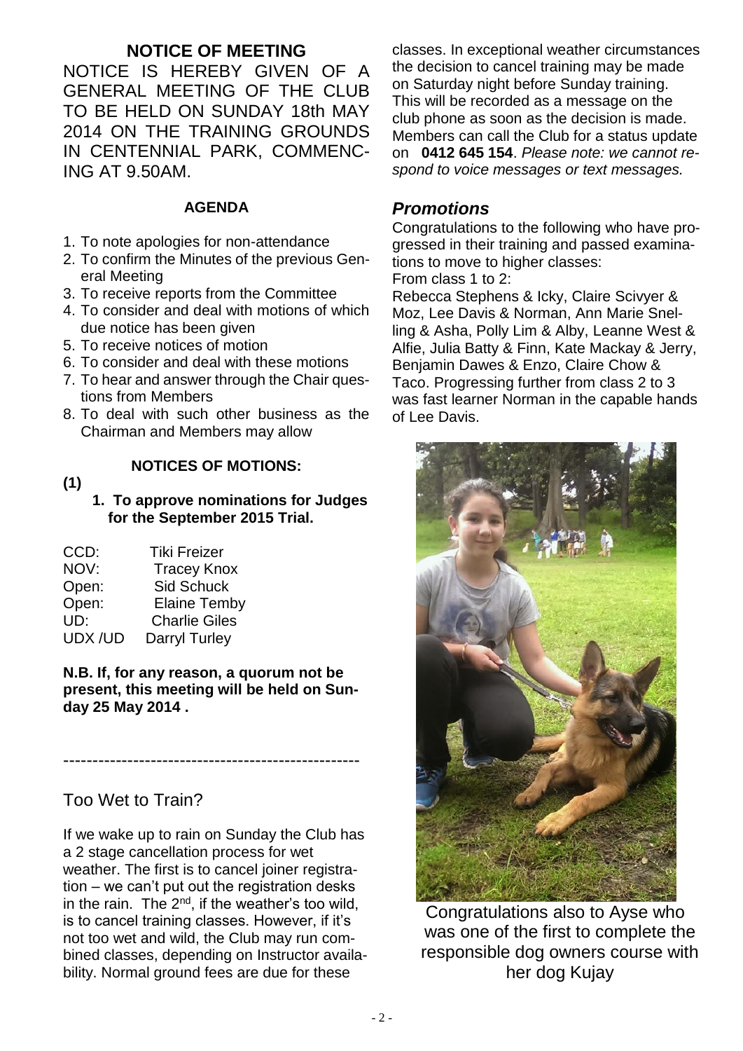## NOTICE OF MEETING

NOTICE IS HEREBY GIVEN OF A GENERAL MEETING OF THE CLUB TO BE HELD ON SUNDAY 18th MAY 2014 ON THE TRAINING GROUNDS IN CENTENNIAL PARK, COMMENCING AT 9.50AM.

**AGENDA**

1. To note apologies for non-attendance
2. To confirm the Minutes of the previous General Meeting
3. To receive reports from the Committee
4. To consider and deal with motions of which due notice has been given
5. To receive notices of motion
6. To consider and deal with these motions
7. To hear and answer through the Chair questions from Members
8. To deal with such other business as the Chairman and Members may allow

**NOTICES OF MOTIONS:**

**(1)**

**1. To approve nominations for Judges for the September 2015 Trial.**

| | |
|---|---|
| CCD: | Tiki Freizer |
| NOV: | Tracey Knox |
| Open: | Sid Schuck |
| Open: | Elaine Temby |
| UD: | Charlie Giles |
| UDX /UD | Darryl Turley |

**N.B. If, for any reason, a quorum not be present, this meeting will be held on Sunday 25 May 2014 .**

---

## Too Wet to Train?

If we wake up to rain on Sunday the Club has a 2 stage cancellation process for wet weather. The first is to cancel joiner registration – we can't put out the registration desks in the rain. The 2nd, if the weather's too wild, is to cancel training classes. However, if it's not too wet and wild, the Club may run combined classes, depending on Instructor availability. Normal ground fees are due for these classes. In exceptional weather circumstances the decision to cancel training may be made on Saturday night before Sunday training. This will be recorded as a message on the club phone as soon as the decision is made. Members can call the Club for a status update on **0412 645 154**. *Please note: we cannot respond to voice messages or text messages.*

## *Promotions*

Congratulations to the following who have progressed in their training and passed examinations to move to higher classes:

From class 1 to 2:

Rebecca Stephens & Icky, Claire Scivyer & Moz, Lee Davis & Norman, Ann Marie Snelling & Asha, Polly Lim & Alby, Leanne West & Alfie, Julia Batty & Finn, Kate Mackay & Jerry, Benjamin Dawes & Enzo, Claire Chow & Taco. Progressing further from class 2 to 3 was fast learner Norman in the capable hands of Lee Davis.

Congratulations also to Ayse who was one of the first to complete the responsible dog owners course with her dog Kujay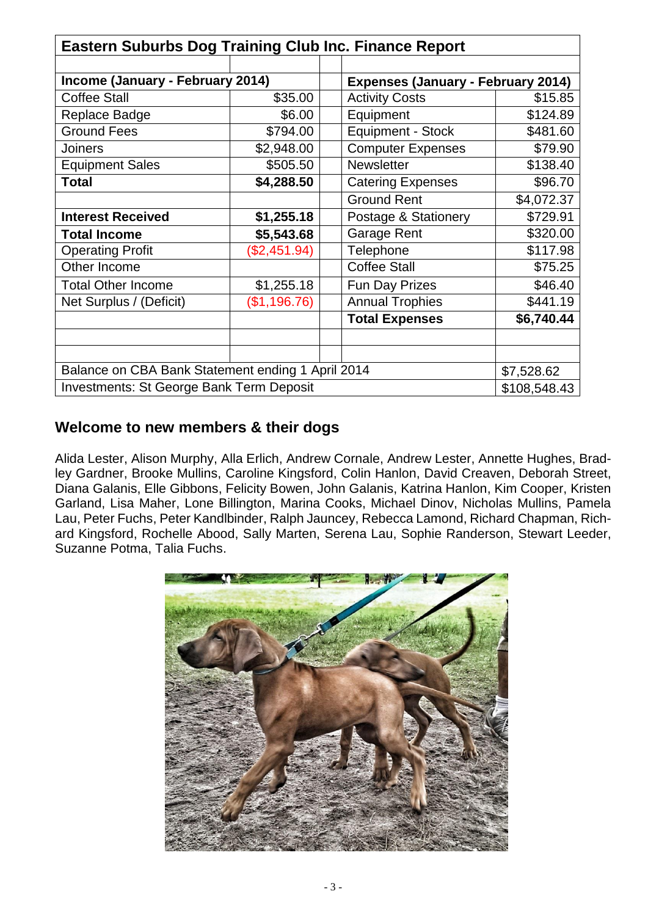## Eastern Suburbs Dog Training Club Inc. Finance Report

| Income (January - February 2014) | | | Expenses (January - February 2014) | |
|---|---|---|---|---|
| Coffee Stall | $35.00 | | Activity Costs | $15.85 |
| Replace Badge | $6.00 | | Equipment | $124.89 |
| Ground Fees | $794.00 | | Equipment - Stock | $481.60 |
| Joiners | $2,948.00 | | Computer Expenses | $79.90 |
| Equipment Sales | $505.50 | | Newsletter | $138.40 |
| **Total** | **$4,288.50** | | Catering Expenses | $96.70 |
| | | | Ground Rent | $4,072.37 |
| **Interest Received** | **$1,255.18** | | Postage & Stationery | $729.91 |
| **Total Income** | **$5,543.68** | | Garage Rent | $320.00 |
| Operating Profit | ($2,451.94) | | Telephone | $117.98 |
| Other Income | | | Coffee Stall | $75.25 |
| Total Other Income | $1,255.18 | | Fun Day Prizes | $46.40 |
| Net Surplus / (Deficit) | ($1,196.76) | | Annual Trophies | $441.19 |
| | | | **Total Expenses** | **$6,740.44** |
| | | | | |
| | | | | |
| Balance on CBA Bank Statement ending 1 April 2014 | | | | $7,528.62 |
| Investments: St George Bank Term Deposit | | | | $108,548.43 |

## Welcome to new members & their dogs

Alida Lester, Alison Murphy, Alla Erlich, Andrew Cornale, Andrew Lester, Annette Hughes, Bradley Gardner, Brooke Mullins, Caroline Kingsford, Colin Hanlon, David Creaven, Deborah Street, Diana Galanis, Elle Gibbons, Felicity Bowen, John Galanis, Katrina Hanlon, Kim Cooper, Kristen Garland, Lisa Maher, Lone Billington, Marina Cooks, Michael Dinov, Nicholas Mullins, Pamela Lau, Peter Fuchs, Peter Kandlbinder, Ralph Jauncey, Rebecca Lamond, Richard Chapman, Richard Kingsford, Rochelle Abood, Sally Marten, Serena Lau, Sophie Randerson, Stewart Leeder, Suzanne Potma, Talia Fuchs.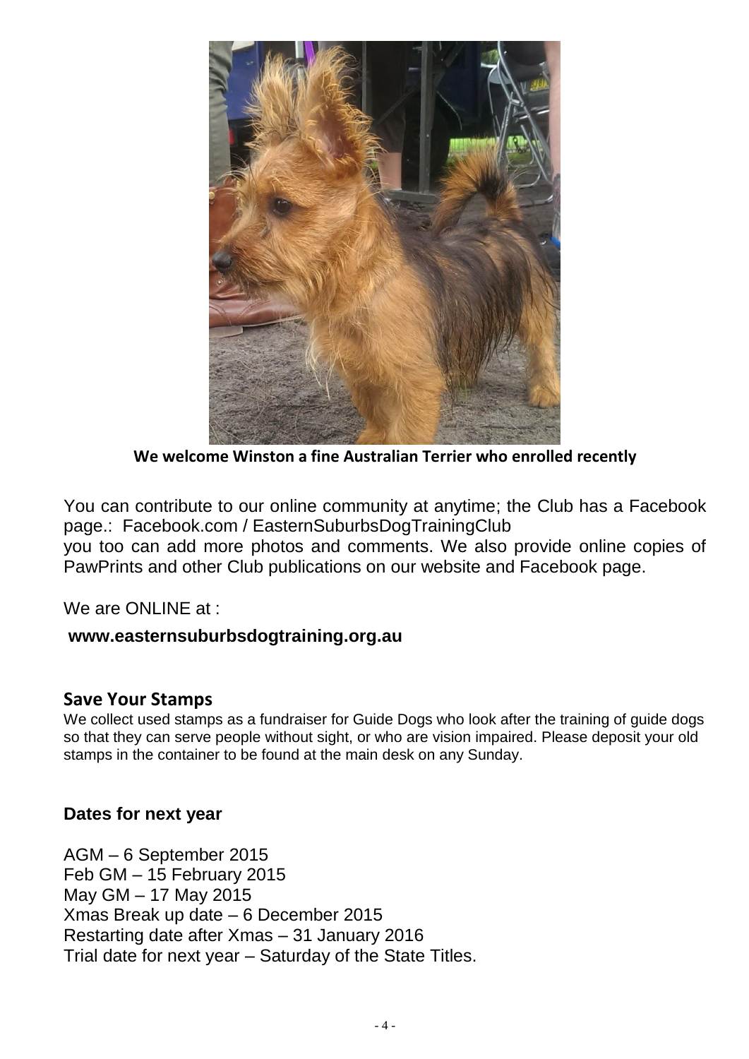**We welcome Winston a fine Australian Terrier who enrolled recently**

You can contribute to our online community at anytime; the Club has a Facebook page.: Facebook.com / EasternSuburbsDogTrainingClub
you too can add more photos and comments. We also provide online copies of PawPrints and other Club publications on our website and Facebook page.

We are ONLINE at :

**www.easternsuburbsdogtraining.org.au**

## Save Your Stamps

We collect used stamps as a fundraiser for Guide Dogs who look after the training of guide dogs so that they can serve people without sight, or who are vision impaired. Please deposit your old stamps in the container to be found at the main desk on any Sunday.

### Dates for next year

AGM – 6 September 2015
Feb GM – 15 February 2015
May GM – 17 May 2015
Xmas Break up date – 6 December 2015
Restarting date after Xmas – 31 January 2016
Trial date for next year – Saturday of the State Titles.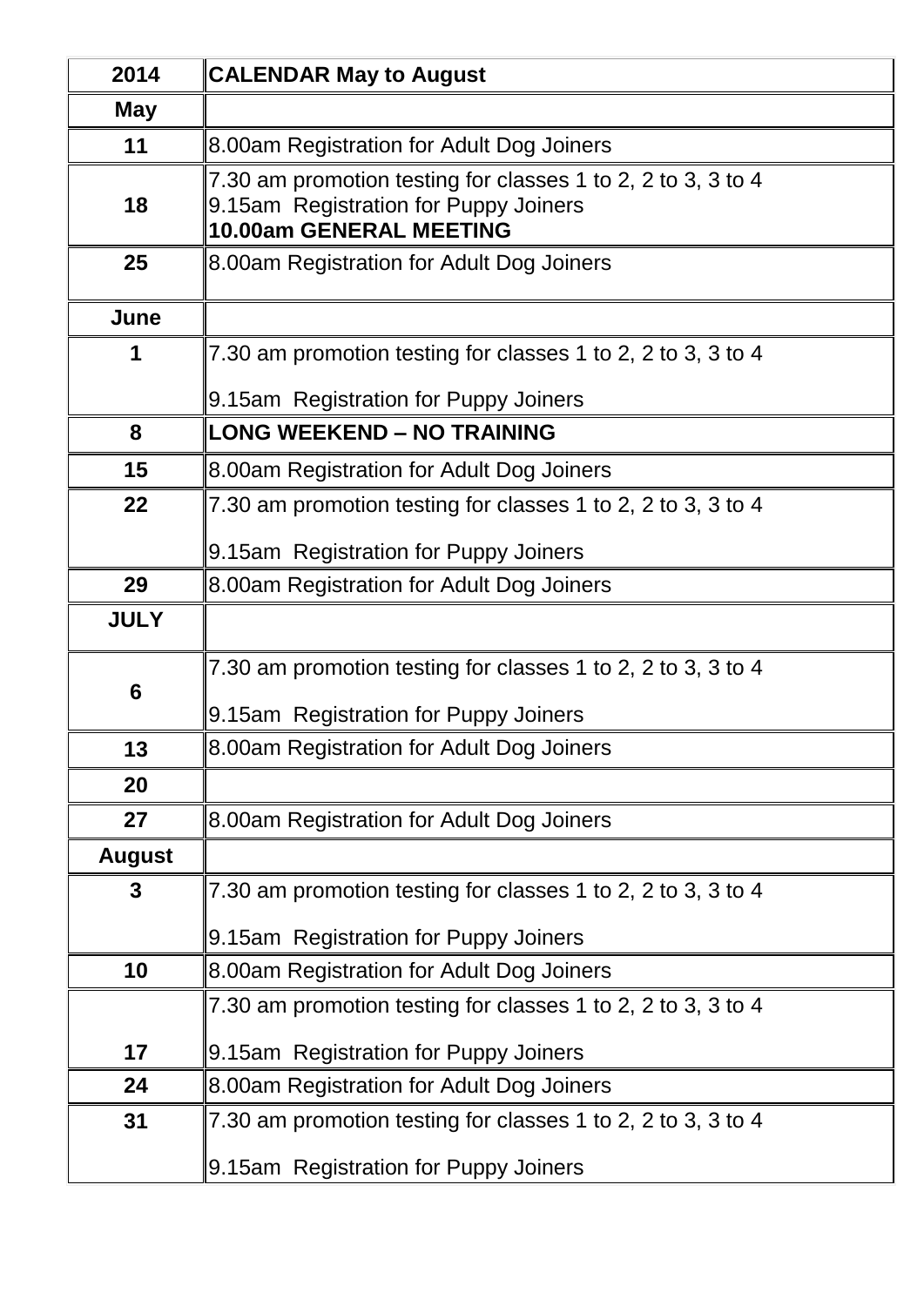| 2014 | **CALENDAR May to August** |
| --- | --- |
| **May** | |
| **11** | 8.00am Registration for Adult Dog Joiners |
| **18** | 7.30 am promotion testing for classes 1 to 2, 2 to 3, 3 to 4<br>9.15am Registration for Puppy Joiners<br>**10.00am GENERAL MEETING** |
| **25** | 8.00am Registration for Adult Dog Joiners |
| **June** | |
| **1** | 7.30 am promotion testing for classes 1 to 2, 2 to 3, 3 to 4<br>9.15am Registration for Puppy Joiners |
| **8** | **LONG WEEKEND – NO TRAINING** |
| **15** | 8.00am Registration for Adult Dog Joiners |
| **22** | 7.30 am promotion testing for classes 1 to 2, 2 to 3, 3 to 4<br>9.15am Registration for Puppy Joiners |
| **29** | 8.00am Registration for Adult Dog Joiners |
| **JULY** | |
| **6** | 7.30 am promotion testing for classes 1 to 2, 2 to 3, 3 to 4<br>9.15am Registration for Puppy Joiners |
| **13** | 8.00am Registration for Adult Dog Joiners |
| **20** | |
| **27** | 8.00am Registration for Adult Dog Joiners |
| **August** | |
| **3** | 7.30 am promotion testing for classes 1 to 2, 2 to 3, 3 to 4<br>9.15am Registration for Puppy Joiners |
| **10** | 8.00am Registration for Adult Dog Joiners |
| **17** | 7.30 am promotion testing for classes 1 to 2, 2 to 3, 3 to 4<br>9.15am Registration for Puppy Joiners |
| **24** | 8.00am Registration for Adult Dog Joiners |
| **31** | 7.30 am promotion testing for classes 1 to 2, 2 to 3, 3 to 4<br>9.15am Registration for Puppy Joiners |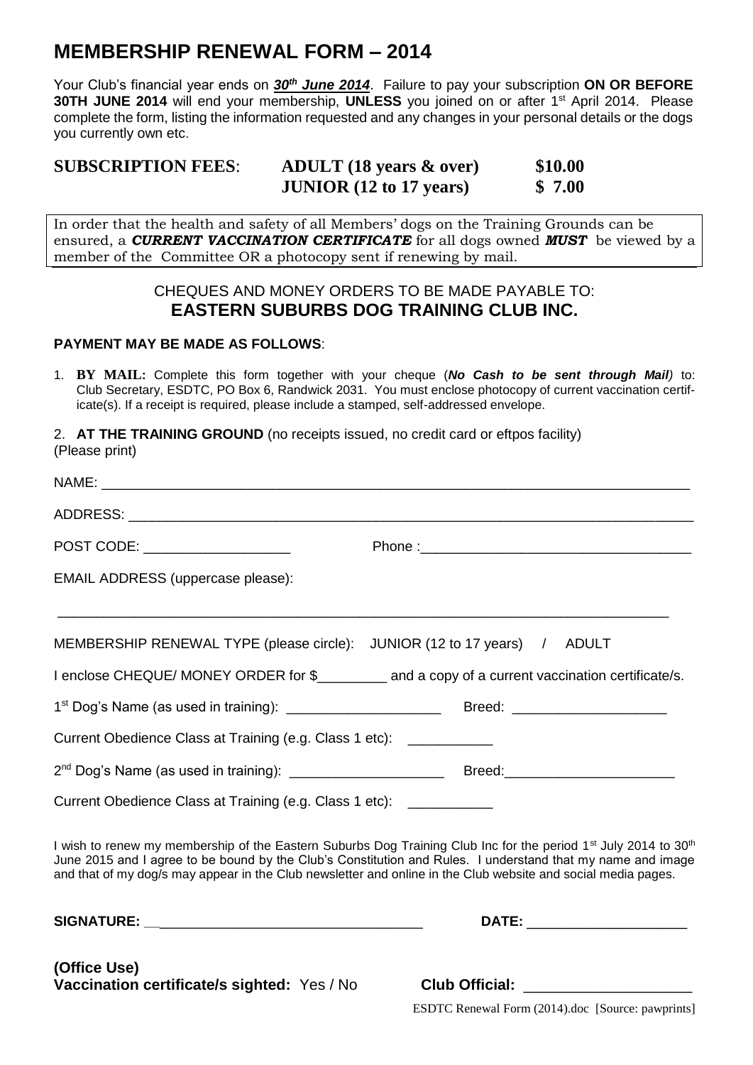# MEMBERSHIP RENEWAL FORM – 2014

Your Club's financial year ends on ***30th June 2014***. Failure to pay your subscription **ON OR BEFORE 30TH JUNE 2014** will end your membership, **UNLESS** you joined on or after 1st April 2014. Please complete the form, listing the information requested and any changes in your personal details or the dogs you currently own etc.

| | | |
|---|---|---|
| **SUBSCRIPTION FEES**: | **ADULT (18 years & over)** | **$10.00** |
| | **JUNIOR (12 to 17 years)** | **$ 7.00** |

In order that the health and safety of all Members' dogs on the Training Grounds can be ensured, a ***CURRENT VACCINATION CERTIFICATE*** for all dogs owned ***MUST*** be viewed by a member of the Committee OR a photocopy sent if renewing by mail.

CHEQUES AND MONEY ORDERS TO BE MADE PAYABLE TO:
**EASTERN SUBURBS DOG TRAINING CLUB INC.**

**PAYMENT MAY BE MADE AS FOLLOWS**:

1. **BY MAIL:** Complete this form together with your cheque (***No Cash to be sent through Mail***) to: Club Secretary, ESDTC, PO Box 6, Randwick 2031. You must enclose photocopy of current vaccination certificate(s). If a receipt is required, please include a stamped, self-addressed envelope.

2. **AT THE TRAINING GROUND** (no receipts issued, no credit card or eftpos facility)
(Please print)

NAME: ______________________________________________

ADDRESS: ______________________________________________

POST CODE: ____________________ Phone :____________________

EMAIL ADDRESS (uppercase please):

______________________________________________

MEMBERSHIP RENEWAL TYPE (please circle): JUNIOR (12 to 17 years) / ADULT

I enclose CHEQUE/ MONEY ORDER for $_________ and a copy of a current vaccination certificate/s.

1st Dog's Name (as used in training): ____________________ Breed: ____________________

Current Obedience Class at Training (e.g. Class 1 etc): ___________

2nd Dog's Name (as used in training): ____________________ Breed:______________________

Current Obedience Class at Training (e.g. Class 1 etc): ___________

I wish to renew my membership of the Eastern Suburbs Dog Training Club Inc for the period 1st July 2014 to 30th June 2015 and I agree to be bound by the Club's Constitution and Rules. I understand that my name and image and that of my dog/s may appear in the Club newsletter and online in the Club website and social media pages.

**SIGNATURE: ___________________________________** **DATE: ____________________**

**(Office Use)**
**Vaccination certificate/s sighted:** Yes / No **Club Official:** ____________________

ESDTC Renewal Form (2014).doc [Source: pawprints]